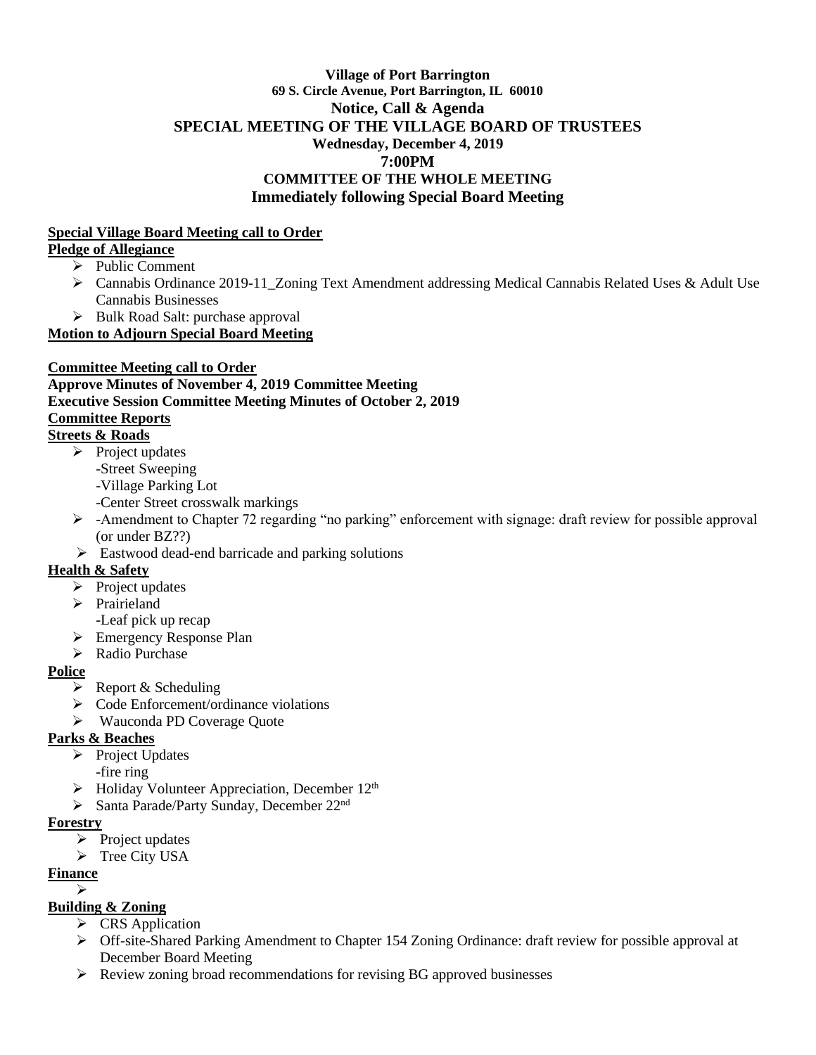**Village of Port Barrington**
**69 S. Circle Avenue, Port Barrington, IL 60010**
**Notice, Call & Agenda**
**SPECIAL MEETING OF THE VILLAGE BOARD OF TRUSTEES**
**Wednesday, December 4, 2019**
**7:00PM**
**COMMITTEE OF THE WHOLE MEETING**
**Immediately following Special Board Meeting**

**Special Village Board Meeting call to Order**

**Pledge of Allegiance**

- Public Comment
- Cannabis Ordinance 2019-11_Zoning Text Amendment addressing Medical Cannabis Related Uses & Adult Use Cannabis Businesses
- Bulk Road Salt: purchase approval

**Motion to Adjourn Special Board Meeting**

**Committee Meeting call to Order**

**Approve Minutes of November 4, 2019 Committee Meeting**

**Executive Session Committee Meeting Minutes of October 2, 2019**

**Committee Reports**

**Streets & Roads**

- Project updates
  - -Street Sweeping
  - -Village Parking Lot
  - -Center Street crosswalk markings
- -Amendment to Chapter 72 regarding "no parking" enforcement with signage: draft review for possible approval (or under BZ??)
- Eastwood dead-end barricade and parking solutions

**Health & Safety**

- Project updates
- Prairieland
  - -Leaf pick up recap
- Emergency Response Plan
- Radio Purchase

**Police**

- Report & Scheduling
- Code Enforcement/ordinance violations
- Wauconda PD Coverage Quote

**Parks & Beaches**

- Project Updates
  - -fire ring
- Holiday Volunteer Appreciation, December 12th
- Santa Parade/Party Sunday, December 22nd

**Forestry**

- Project updates
- Tree City USA

**Finance**

- 

**Building & Zoning**

- CRS Application
- Off-site-Shared Parking Amendment to Chapter 154 Zoning Ordinance: draft review for possible approval at December Board Meeting
- Review zoning broad recommendations for revising BG approved businesses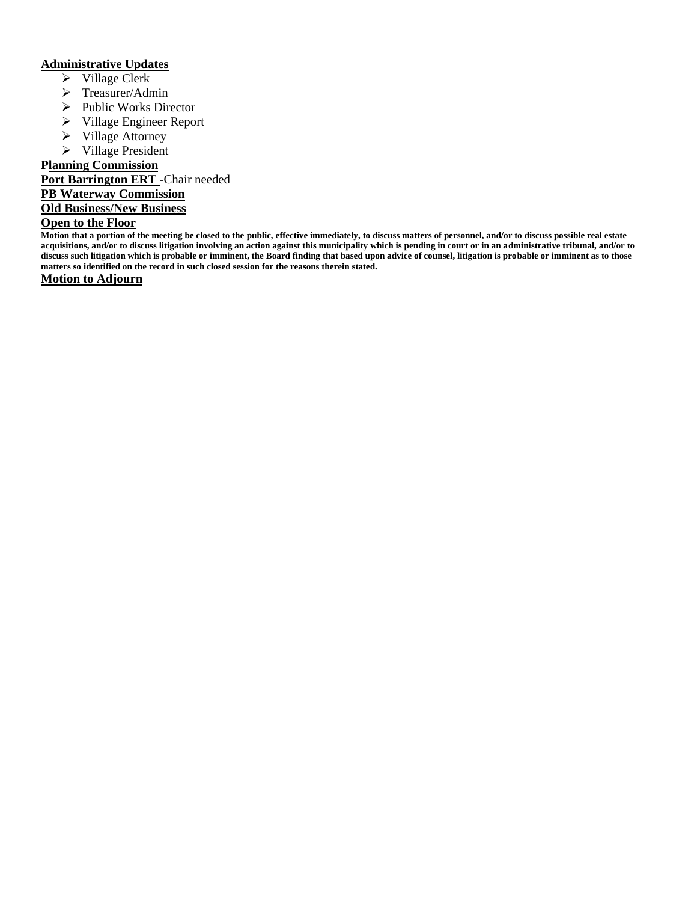**Administrative Updates**

- Village Clerk
- Treasurer/Admin
- Public Works Director
- Village Engineer Report
- Village Attorney
- Village President

**Planning Commission**

**Port Barrington ERT** -Chair needed

**PB Waterway Commission**

**Old Business/New Business**

**Open to the Floor**

**Motion that a portion of the meeting be closed to the public, effective immediately, to discuss matters of personnel, and/or to discuss possible real estate acquisitions, and/or to discuss litigation involving an action against this municipality which is pending in court or in an administrative tribunal, and/or to discuss such litigation which is probable or imminent, the Board finding that based upon advice of counsel, litigation is probable or imminent as to those matters so identified on the record in such closed session for the reasons therein stated.**

**Motion to Adjourn**